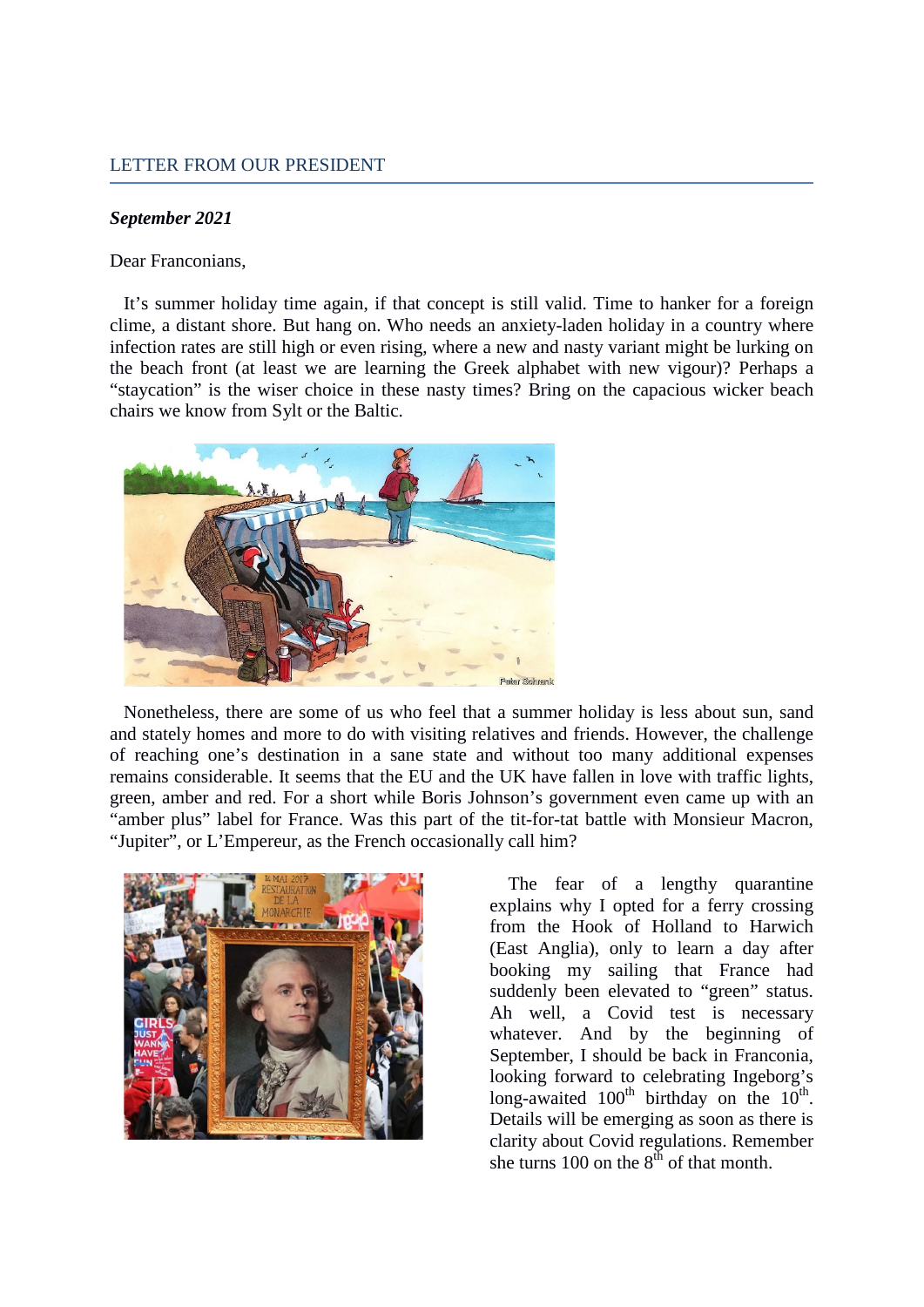## LETTER FROM OUR PRESIDENT

***September 2021***

Dear Franconians,

It's summer holiday time again, if that concept is still valid. Time to hanker for a foreign clime, a distant shore. But hang on. Who needs an anxiety-laden holiday in a country where infection rates are still high or even rising, where a new and nasty variant might be lurking on the beach front (at least we are learning the Greek alphabet with new vigour)? Perhaps a "staycation" is the wiser choice in these nasty times? Bring on the capacious wicker beach chairs we know from Sylt or the Baltic.

Nonetheless, there are some of us who feel that a summer holiday is less about sun, sand and stately homes and more to do with visiting relatives and friends. However, the challenge of reaching one's destination in a sane state and without too many additional expenses remains considerable. It seems that the EU and the UK have fallen in love with traffic lights, green, amber and red. For a short while Boris Johnson's government even came up with an "amber plus" label for France. Was this part of the tit-for-tat battle with Monsieur Macron, "Jupiter", or L'Empereur, as the French occasionally call him?

The fear of a lengthy quarantine explains why I opted for a ferry crossing from the Hook of Holland to Harwich (East Anglia), only to learn a day after booking my sailing that France had suddenly been elevated to "green" status. Ah well, a Covid test is necessary whatever. And by the beginning of September, I should be back in Franconia, looking forward to celebrating Ingeborg's long-awaited 100th birthday on the 10th. Details will be emerging as soon as there is clarity about Covid regulations. Remember she turns 100 on the 8th of that month.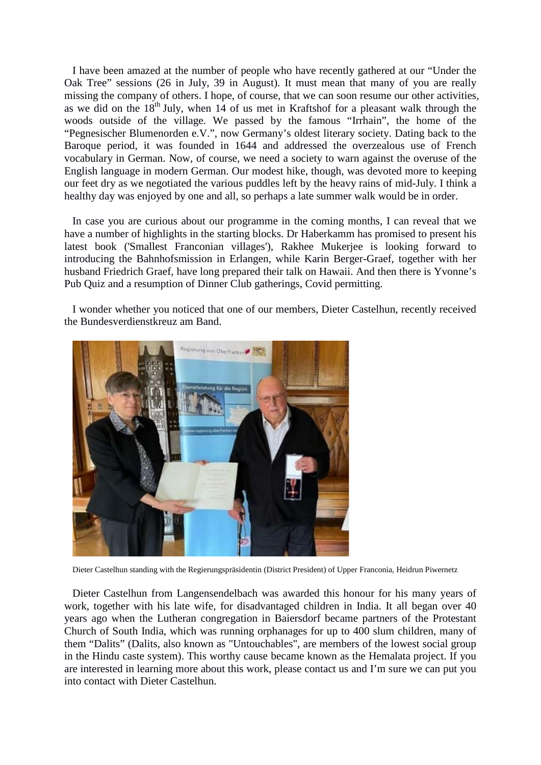I have been amazed at the number of people who have recently gathered at our "Under the Oak Tree" sessions (26 in July, 39 in August). It must mean that many of you are really missing the company of others. I hope, of course, that we can soon resume our other activities, as we did on the 18th July, when 14 of us met in Kraftshof for a pleasant walk through the woods outside of the village. We passed by the famous "Irrhain", the home of the "Pegnesischer Blumenorden e.V.", now Germany's oldest literary society. Dating back to the Baroque period, it was founded in 1644 and addressed the overzealous use of French vocabulary in German. Now, of course, we need a society to warn against the overuse of the English language in modern German. Our modest hike, though, was devoted more to keeping our feet dry as we negotiated the various puddles left by the heavy rains of mid-July. I think a healthy day was enjoyed by one and all, so perhaps a late summer walk would be in order.

In case you are curious about our programme in the coming months, I can reveal that we have a number of highlights in the starting blocks. Dr Haberkamm has promised to present his latest book ('Smallest Franconian villages'), Rakhee Mukerjee is looking forward to introducing the Bahnhofsmission in Erlangen, while Karin Berger-Graef, together with her husband Friedrich Graef, have long prepared their talk on Hawaii. And then there is Yvonne's Pub Quiz and a resumption of Dinner Club gatherings, Covid permitting.

I wonder whether you noticed that one of our members, Dieter Castelhun, recently received the Bundesverdienstkreuz am Band.

Dieter Castelhun standing with the Regierungspräsidentin (District President) of Upper Franconia, Heidrun Piwernetz

Dieter Castelhun from Langensendelbach was awarded this honour for his many years of work, together with his late wife, for disadvantaged children in India. It all began over 40 years ago when the Lutheran congregation in Baiersdorf became partners of the Protestant Church of South India, which was running orphanages for up to 400 slum children, many of them "Dalits" (Dalits, also known as "Untouchables", are members of the lowest social group in the Hindu caste system). This worthy cause became known as the Hemalata project. If you are interested in learning more about this work, please contact us and I'm sure we can put you into contact with Dieter Castelhun.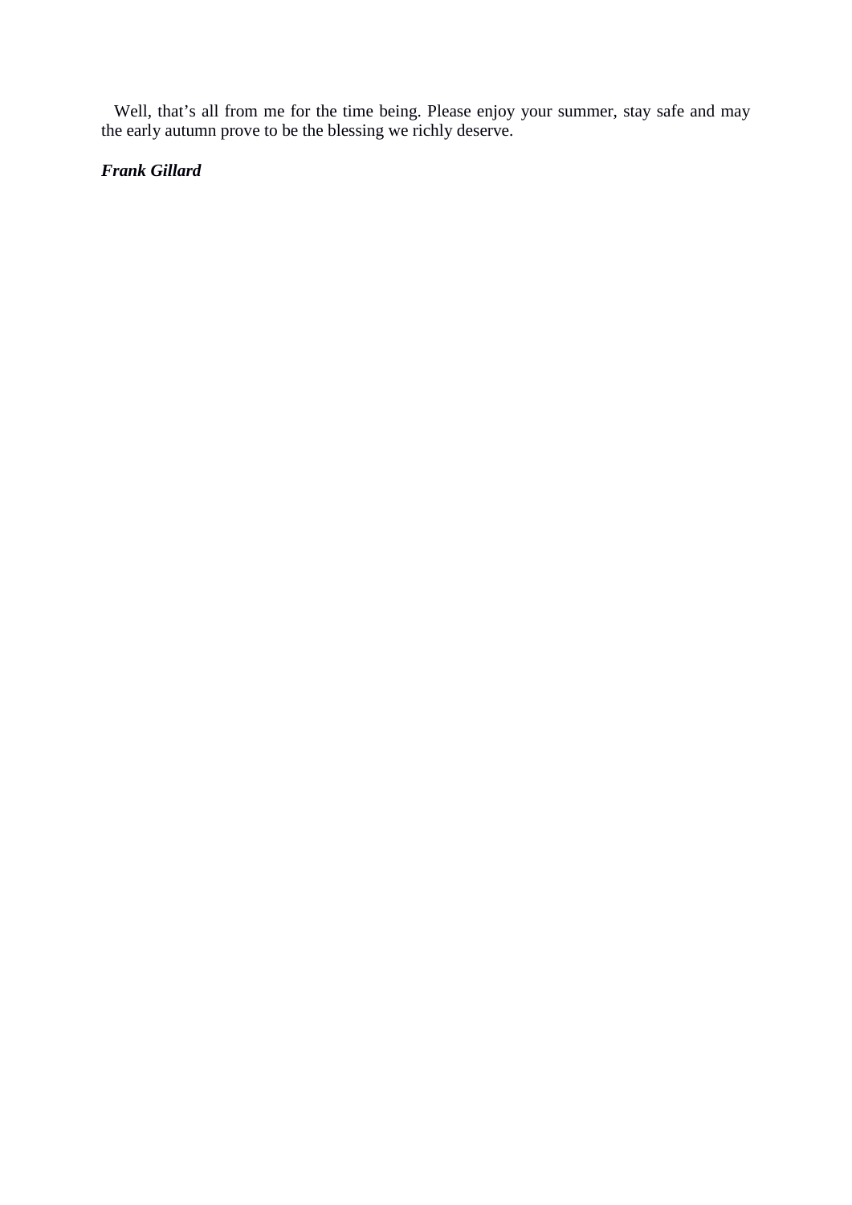Well, that’s all from me for the time being. Please enjoy your summer, stay safe and may the early autumn prove to be the blessing we richly deserve.

***Frank Gillard***